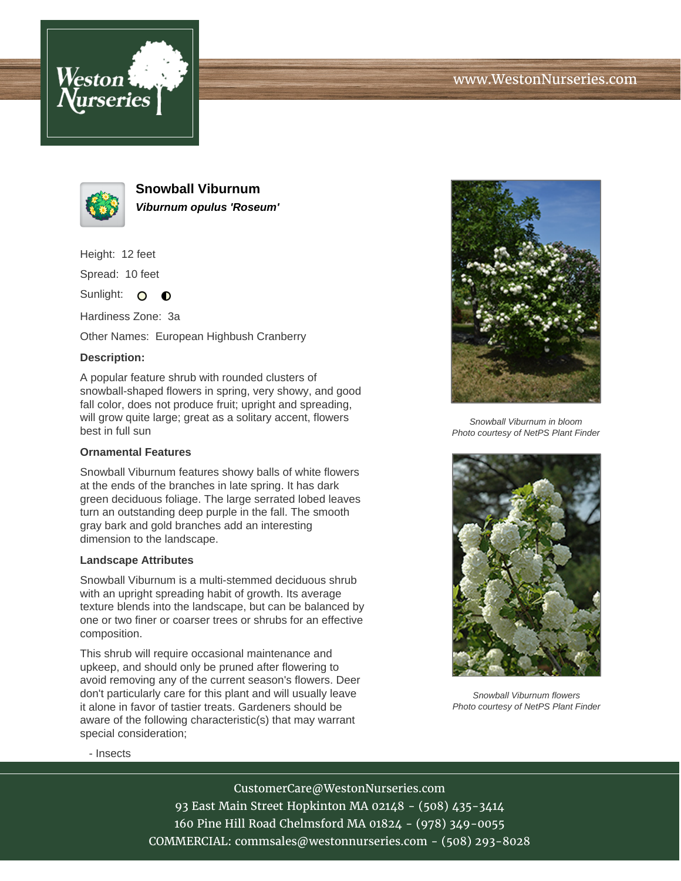# Snowball Viburnum

***Viburnum opulus 'Roseum'***

Height: 12 feet

Spread: 10 feet

Sunlight:

Hardiness Zone: 3a

Other Names: European Highbush Cranberry

**Description:**

A popular feature shrub with rounded clusters of snowball-shaped flowers in spring, very showy, and good fall color, does not produce fruit; upright and spreading, will grow quite large; great as a solitary accent, flowers best in full sun

**Ornamental Features**

Snowball Viburnum features showy balls of white flowers at the ends of the branches in late spring. It has dark green deciduous foliage. The large serrated lobed leaves turn an outstanding deep purple in the fall. The smooth gray bark and gold branches add an interesting dimension to the landscape.

**Landscape Attributes**

Snowball Viburnum is a multi-stemmed deciduous shrub with an upright spreading habit of growth. Its average texture blends into the landscape, but can be balanced by one or two finer or coarser trees or shrubs for an effective composition.

This shrub will require occasional maintenance and upkeep, and should only be pruned after flowering to avoid removing any of the current season's flowers. Deer don't particularly care for this plant and will usually leave it alone in favor of tastier treats. Gardeners should be aware of the following characteristic(s) that may warrant special consideration;

- Insects

*Snowball Viburnum in bloom*
*Photo courtesy of NetPS Plant Finder*

*Snowball Viburnum flowers*
*Photo courtesy of NetPS Plant Finder*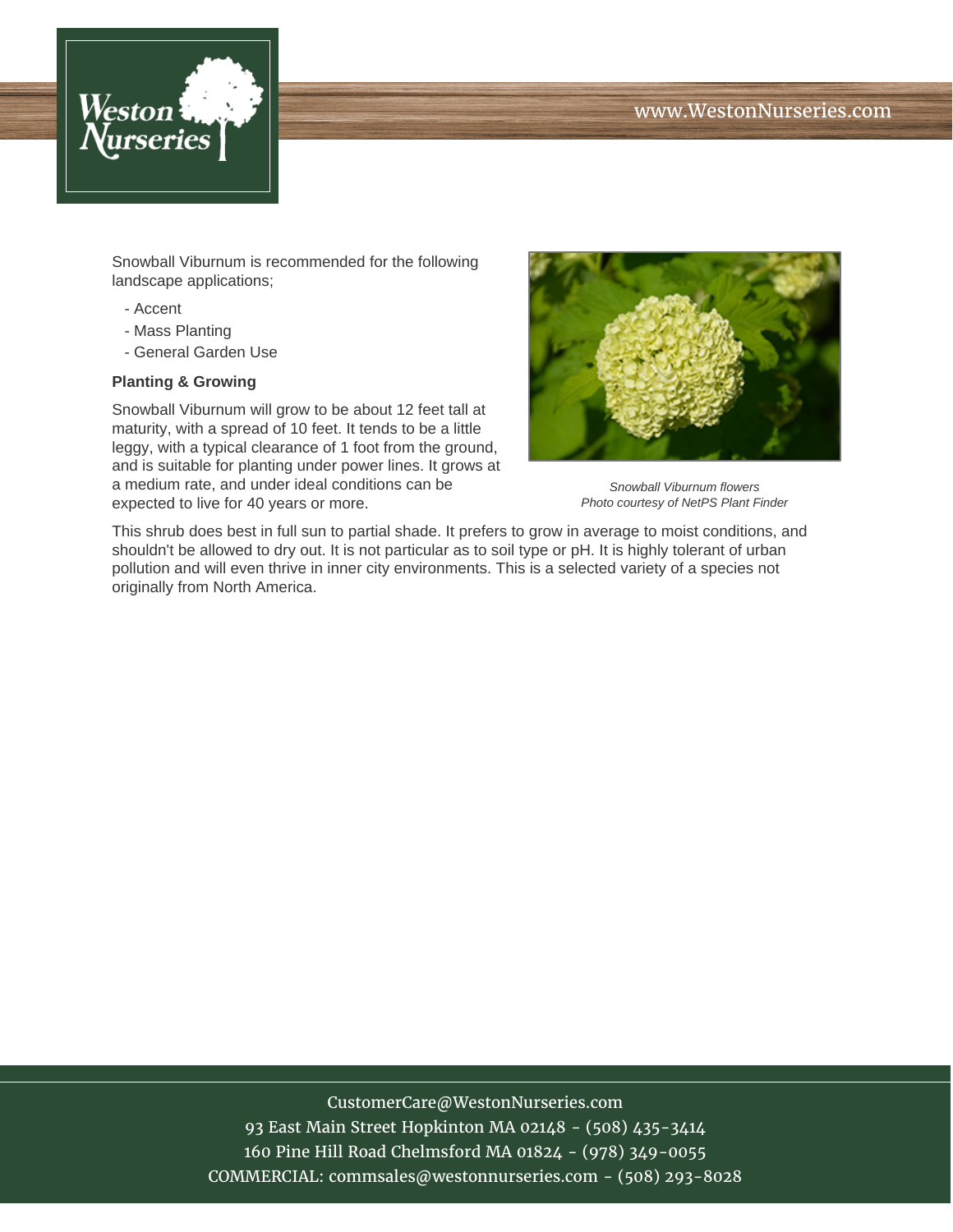Snowball Viburnum is recommended for the following landscape applications;

- Accent
- Mass Planting
- General Garden Use

**Planting & Growing**

Snowball Viburnum will grow to be about 12 feet tall at maturity, with a spread of 10 feet. It tends to be a little leggy, with a typical clearance of 1 foot from the ground, and is suitable for planting under power lines. It grows at a medium rate, and under ideal conditions can be expected to live for 40 years or more.

*Snowball Viburnum flowers*
*Photo courtesy of NetPS Plant Finder*

This shrub does best in full sun to partial shade. It prefers to grow in average to moist conditions, and shouldn't be allowed to dry out. It is not particular as to soil type or pH. It is highly tolerant of urban pollution and will even thrive in inner city environments. This is a selected variety of a species not originally from North America.